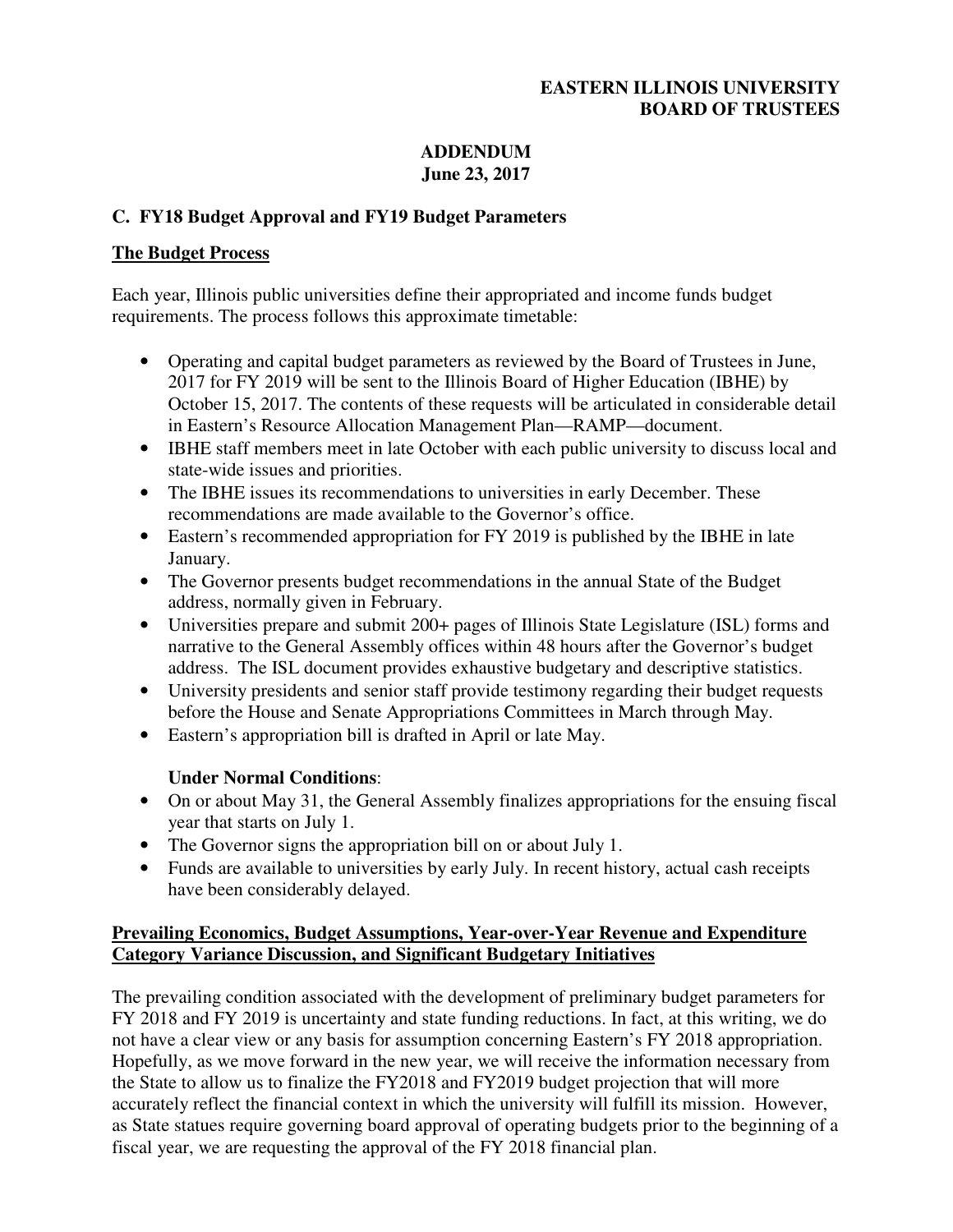**EASTERN ILLINOIS UNIVERSITY**
**BOARD OF TRUSTEES**

**ADDENDUM**
**June 23, 2017**

## C. FY18 Budget Approval and FY19 Budget Parameters

### The Budget Process

Each year, Illinois public universities define their appropriated and income funds budget requirements. The process follows this approximate timetable:

- Operating and capital budget parameters as reviewed by the Board of Trustees in June, 2017 for FY 2019 will be sent to the Illinois Board of Higher Education (IBHE) by October 15, 2017. The contents of these requests will be articulated in considerable detail in Eastern's Resource Allocation Management Plan—RAMP—document.
- IBHE staff members meet in late October with each public university to discuss local and state-wide issues and priorities.
- The IBHE issues its recommendations to universities in early December. These recommendations are made available to the Governor's office.
- Eastern's recommended appropriation for FY 2019 is published by the IBHE in late January.
- The Governor presents budget recommendations in the annual State of the Budget address, normally given in February.
- Universities prepare and submit 200+ pages of Illinois State Legislature (ISL) forms and narrative to the General Assembly offices within 48 hours after the Governor's budget address. The ISL document provides exhaustive budgetary and descriptive statistics.
- University presidents and senior staff provide testimony regarding their budget requests before the House and Senate Appropriations Committees in March through May.
- Eastern's appropriation bill is drafted in April or late May.

**Under Normal Conditions**:

- On or about May 31, the General Assembly finalizes appropriations for the ensuing fiscal year that starts on July 1.
- The Governor signs the appropriation bill on or about July 1.
- Funds are available to universities by early July. In recent history, actual cash receipts have been considerably delayed.

### Prevailing Economics, Budget Assumptions, Year-over-Year Revenue and Expenditure Category Variance Discussion, and Significant Budgetary Initiatives

The prevailing condition associated with the development of preliminary budget parameters for FY 2018 and FY 2019 is uncertainty and state funding reductions. In fact, at this writing, we do not have a clear view or any basis for assumption concerning Eastern's FY 2018 appropriation. Hopefully, as we move forward in the new year, we will receive the information necessary from the State to allow us to finalize the FY2018 and FY2019 budget projection that will more accurately reflect the financial context in which the university will fulfill its mission. However, as State statues require governing board approval of operating budgets prior to the beginning of a fiscal year, we are requesting the approval of the FY 2018 financial plan.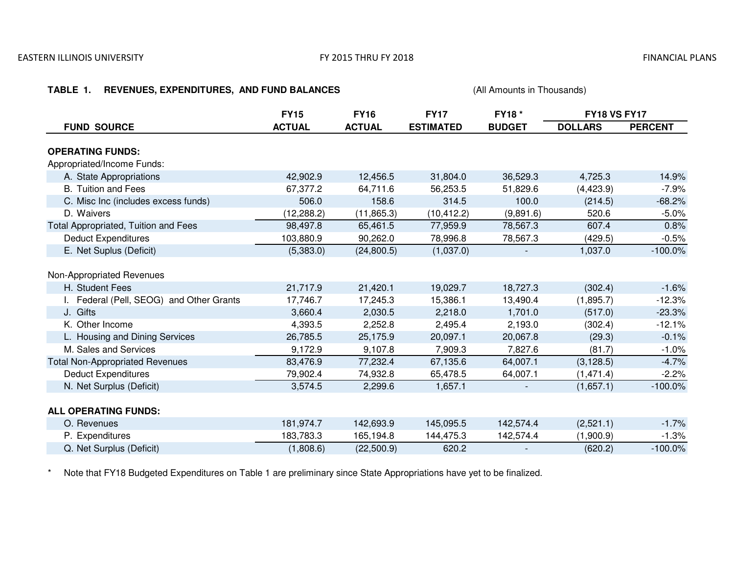**TABLE 1. REVENUES, EXPENDITURES, AND FUND BALANCES** (All Amounts in Thousands)

| FUND SOURCE | FY15 ACTUAL | FY16 ACTUAL | FY17 ESTIMATED | FY18 * BUDGET | FY18 VS FY17 DOLLARS | FY18 VS FY17 PERCENT |
|---|---|---|---|---|---|---|
| **OPERATING FUNDS:** | | | | | | |
| Appropriated/Income Funds: | | | | | | |
| A. State Appropriations | 42,902.9 | 12,456.5 | 31,804.0 | 36,529.3 | 4,725.3 | 14.9% |
| B. Tuition and Fees | 67,377.2 | 64,711.6 | 56,253.5 | 51,829.6 | (4,423.9) | -7.9% |
| C. Misc Inc (includes excess funds) | 506.0 | 158.6 | 314.5 | 100.0 | (214.5) | -68.2% |
| D. Waivers | (12,288.2) | (11,865.3) | (10,412.2) | (9,891.6) | 520.6 | -5.0% |
| Total Appropriated, Tuition and Fees | 98,497.8 | 65,461.5 | 77,959.9 | 78,567.3 | 607.4 | 0.8% |
| Deduct Expenditures | 103,880.9 | 90,262.0 | 78,996.8 | 78,567.3 | (429.5) | -0.5% |
| E. Net Suplus (Deficit) | (5,383.0) | (24,800.5) | (1,037.0) | - | 1,037.0 | -100.0% |
| Non-Appropriated Revenues | | | | | | |
| H. Student Fees | 21,717.9 | 21,420.1 | 19,029.7 | 18,727.3 | (302.4) | -1.6% |
| I. Federal (Pell, SEOG) and Other Grants | 17,746.7 | 17,245.3 | 15,386.1 | 13,490.4 | (1,895.7) | -12.3% |
| J. Gifts | 3,660.4 | 2,030.5 | 2,218.0 | 1,701.0 | (517.0) | -23.3% |
| K. Other Income | 4,393.5 | 2,252.8 | 2,495.4 | 2,193.0 | (302.4) | -12.1% |
| L. Housing and Dining Services | 26,785.5 | 25,175.9 | 20,097.1 | 20,067.8 | (29.3) | -0.1% |
| M. Sales and Services | 9,172.9 | 9,107.8 | 7,909.3 | 7,827.6 | (81.7) | -1.0% |
| Total Non-Appropriated Revenues | 83,476.9 | 77,232.4 | 67,135.6 | 64,007.1 | (3,128.5) | -4.7% |
| Deduct Expenditures | 79,902.4 | 74,932.8 | 65,478.5 | 64,007.1 | (1,471.4) | -2.2% |
| N. Net Surplus (Deficit) | 3,574.5 | 2,299.6 | 1,657.1 | - | (1,657.1) | -100.0% |
| **ALL OPERATING FUNDS:** | | | | | | |
| O. Revenues | 181,974.7 | 142,693.9 | 145,095.5 | 142,574.4 | (2,521.1) | -1.7% |
| P. Expenditures | 183,783.3 | 165,194.8 | 144,475.3 | 142,574.4 | (1,900.9) | -1.3% |
| Q. Net Surplus (Deficit) | (1,808.6) | (22,500.9) | 620.2 | - | (620.2) | -100.0% |

\* Note that FY18 Budgeted Expenditures on Table 1 are preliminary since State Appropriations have yet to be finalized.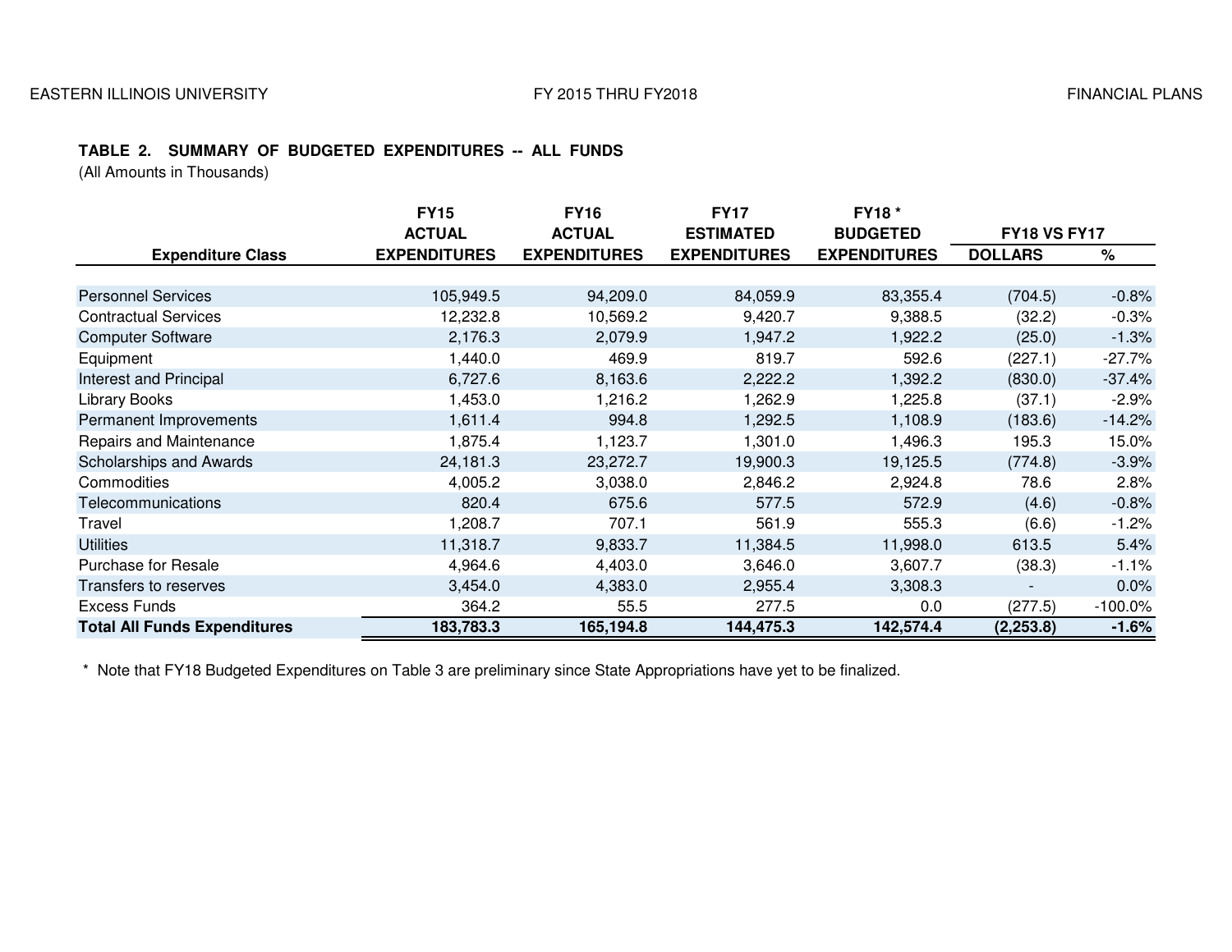**TABLE 2. SUMMARY OF BUDGETED EXPENDITURES -- ALL FUNDS**
(All Amounts in Thousands)

| Expenditure Class | FY15 ACTUAL EXPENDITURES | FY16 ACTUAL EXPENDITURES | FY17 ESTIMATED EXPENDITURES | FY18 * BUDGETED EXPENDITURES | FY18 VS FY17 DOLLARS | % |
|---|---|---|---|---|---|---|
| Personnel Services | 105,949.5 | 94,209.0 | 84,059.9 | 83,355.4 | (704.5) | -0.8% |
| Contractual Services | 12,232.8 | 10,569.2 | 9,420.7 | 9,388.5 | (32.2) | -0.3% |
| Computer Software | 2,176.3 | 2,079.9 | 1,947.2 | 1,922.2 | (25.0) | -1.3% |
| Equipment | 1,440.0 | 469.9 | 819.7 | 592.6 | (227.1) | -27.7% |
| Interest and Principal | 6,727.6 | 8,163.6 | 2,222.2 | 1,392.2 | (830.0) | -37.4% |
| Library Books | 1,453.0 | 1,216.2 | 1,262.9 | 1,225.8 | (37.1) | -2.9% |
| Permanent Improvements | 1,611.4 | 994.8 | 1,292.5 | 1,108.9 | (183.6) | -14.2% |
| Repairs and Maintenance | 1,875.4 | 1,123.7 | 1,301.0 | 1,496.3 | 195.3 | 15.0% |
| Scholarships and Awards | 24,181.3 | 23,272.7 | 19,900.3 | 19,125.5 | (774.8) | -3.9% |
| Commodities | 4,005.2 | 3,038.0 | 2,846.2 | 2,924.8 | 78.6 | 2.8% |
| Telecommunications | 820.4 | 675.6 | 577.5 | 572.9 | (4.6) | -0.8% |
| Travel | 1,208.7 | 707.1 | 561.9 | 555.3 | (6.6) | -1.2% |
| Utilities | 11,318.7 | 9,833.7 | 11,384.5 | 11,998.0 | 613.5 | 5.4% |
| Purchase for Resale | 4,964.6 | 4,403.0 | 3,646.0 | 3,607.7 | (38.3) | -1.1% |
| Transfers to reserves | 3,454.0 | 4,383.0 | 2,955.4 | 3,308.3 | - | 0.0% |
| Excess Funds | 364.2 | 55.5 | 277.5 | 0.0 | (277.5) | -100.0% |
| **Total All Funds Expenditures** | **183,783.3** | **165,194.8** | **144,475.3** | **142,574.4** | **(2,253.8)** | **-1.6%** |

\* Note that FY18 Budgeted Expenditures on Table 3 are preliminary since State Appropriations have yet to be finalized.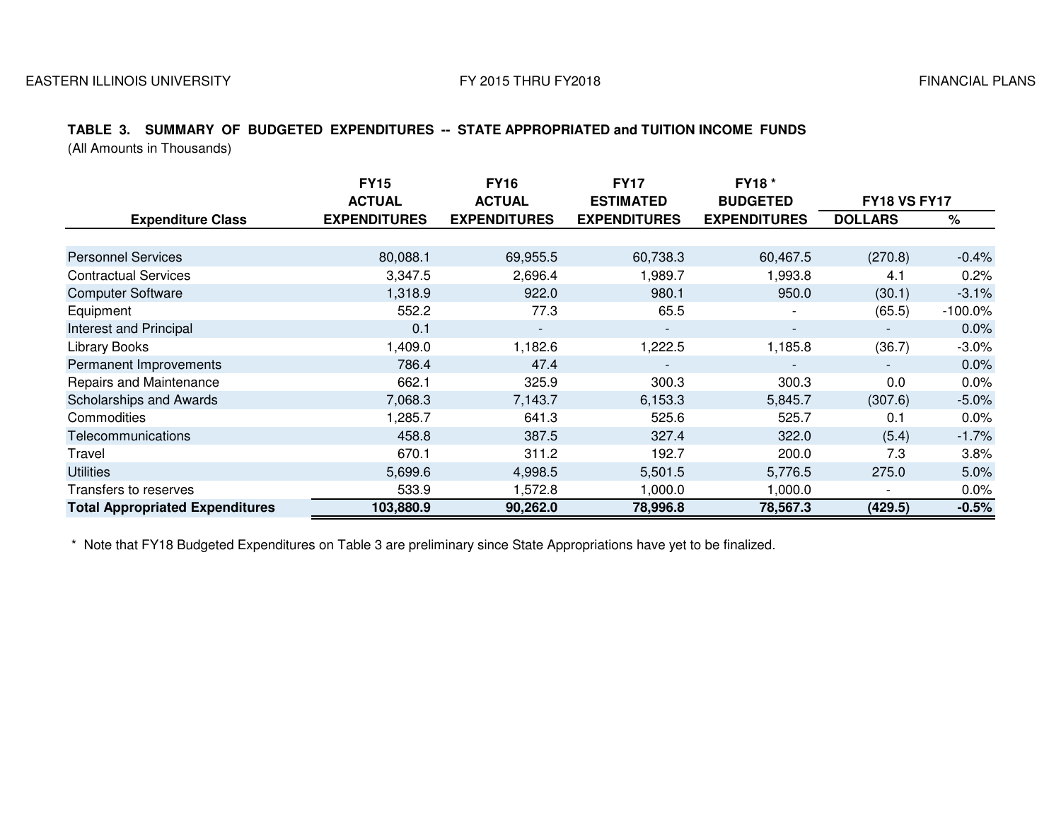### TABLE 3. SUMMARY OF BUDGETED EXPENDITURES -- STATE APPROPRIATED and TUITION INCOME FUNDS

(All Amounts in Thousands)

| Expenditure Class | FY15 ACTUAL EXPENDITURES | FY16 ACTUAL EXPENDITURES | FY17 ESTIMATED EXPENDITURES | FY18 * BUDGETED EXPENDITURES | FY18 VS FY17 | |
|---|---|---|---|---|---|---|
| | | | | | DOLLARS | % |
| Personnel Services | 80,088.1 | 69,955.5 | 60,738.3 | 60,467.5 | (270.8) | -0.4% |
| Contractual Services | 3,347.5 | 2,696.4 | 1,989.7 | 1,993.8 | 4.1 | 0.2% |
| Computer Software | 1,318.9 | 922.0 | 980.1 | 950.0 | (30.1) | -3.1% |
| Equipment | 552.2 | 77.3 | 65.5 | - | (65.5) | -100.0% |
| Interest and Principal | 0.1 | - | - | - | - | 0.0% |
| Library Books | 1,409.0 | 1,182.6 | 1,222.5 | 1,185.8 | (36.7) | -3.0% |
| Permanent Improvements | 786.4 | 47.4 | - | - | - | 0.0% |
| Repairs and Maintenance | 662.1 | 325.9 | 300.3 | 300.3 | 0.0 | 0.0% |
| Scholarships and Awards | 7,068.3 | 7,143.7 | 6,153.3 | 5,845.7 | (307.6) | -5.0% |
| Commodities | 1,285.7 | 641.3 | 525.6 | 525.7 | 0.1 | 0.0% |
| Telecommunications | 458.8 | 387.5 | 327.4 | 322.0 | (5.4) | -1.7% |
| Travel | 670.1 | 311.2 | 192.7 | 200.0 | 7.3 | 3.8% |
| Utilities | 5,699.6 | 4,998.5 | 5,501.5 | 5,776.5 | 275.0 | 5.0% |
| Transfers to reserves | 533.9 | 1,572.8 | 1,000.0 | 1,000.0 | - | 0.0% |
| **Total Appropriated Expenditures** | **103,880.9** | **90,262.0** | **78,996.8** | **78,567.3** | **(429.5)** | **-0.5%** |

\* Note that FY18 Budgeted Expenditures on Table 3 are preliminary since State Appropriations have yet to be finalized.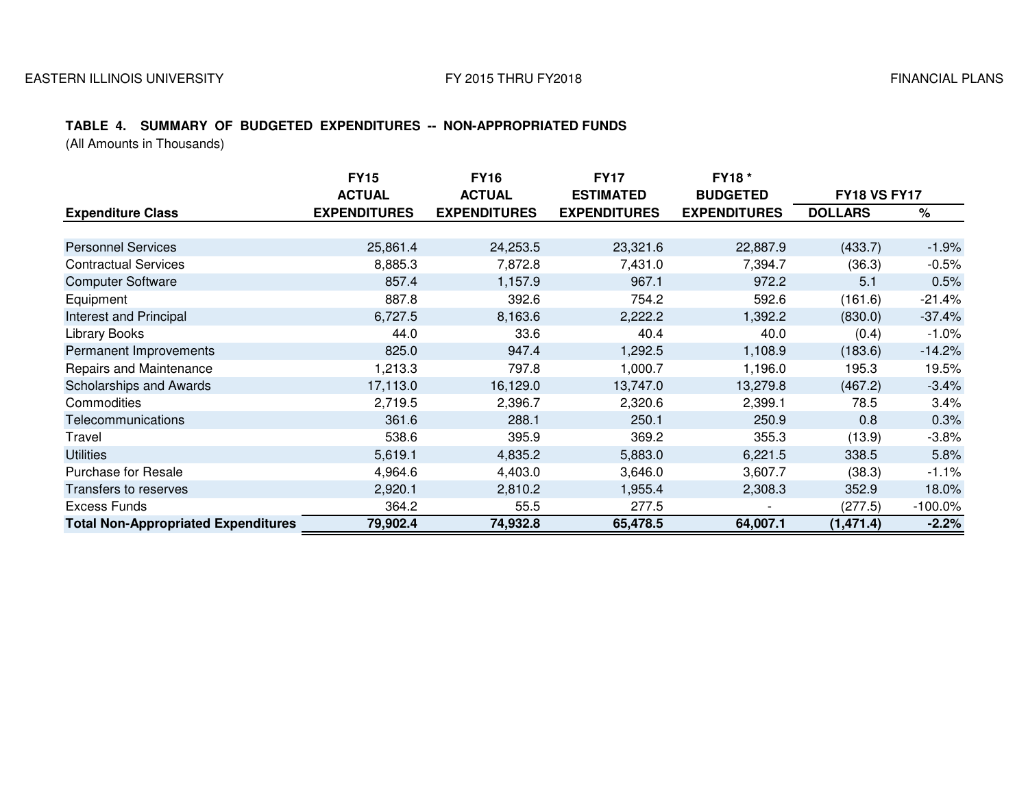### TABLE 4. SUMMARY OF BUDGETED EXPENDITURES -- NON-APPROPRIATED FUNDS

(All Amounts in Thousands)

| Expenditure Class | FY15 ACTUAL EXPENDITURES | FY16 ACTUAL EXPENDITURES | FY17 ESTIMATED EXPENDITURES | FY18 * BUDGETED EXPENDITURES | FY18 VS FY17 | |
|---|---|---|---|---|---|---|
| | | | | | DOLLARS | % |
| Personnel Services | 25,861.4 | 24,253.5 | 23,321.6 | 22,887.9 | (433.7) | -1.9% |
| Contractual Services | 8,885.3 | 7,872.8 | 7,431.0 | 7,394.7 | (36.3) | -0.5% |
| Computer Software | 857.4 | 1,157.9 | 967.1 | 972.2 | 5.1 | 0.5% |
| Equipment | 887.8 | 392.6 | 754.2 | 592.6 | (161.6) | -21.4% |
| Interest and Principal | 6,727.5 | 8,163.6 | 2,222.2 | 1,392.2 | (830.0) | -37.4% |
| Library Books | 44.0 | 33.6 | 40.4 | 40.0 | (0.4) | -1.0% |
| Permanent Improvements | 825.0 | 947.4 | 1,292.5 | 1,108.9 | (183.6) | -14.2% |
| Repairs and Maintenance | 1,213.3 | 797.8 | 1,000.7 | 1,196.0 | 195.3 | 19.5% |
| Scholarships and Awards | 17,113.0 | 16,129.0 | 13,747.0 | 13,279.8 | (467.2) | -3.4% |
| Commodities | 2,719.5 | 2,396.7 | 2,320.6 | 2,399.1 | 78.5 | 3.4% |
| Telecommunications | 361.6 | 288.1 | 250.1 | 250.9 | 0.8 | 0.3% |
| Travel | 538.6 | 395.9 | 369.2 | 355.3 | (13.9) | -3.8% |
| Utilities | 5,619.1 | 4,835.2 | 5,883.0 | 6,221.5 | 338.5 | 5.8% |
| Purchase for Resale | 4,964.6 | 4,403.0 | 3,646.0 | 3,607.7 | (38.3) | -1.1% |
| Transfers to reserves | 2,920.1 | 2,810.2 | 1,955.4 | 2,308.3 | 352.9 | 18.0% |
| Excess Funds | 364.2 | 55.5 | 277.5 | - | (277.5) | -100.0% |
| **Total Non-Appropriated Expenditures** | **79,902.4** | **74,932.8** | **65,478.5** | **64,007.1** | **(1,471.4)** | **-2.2%** |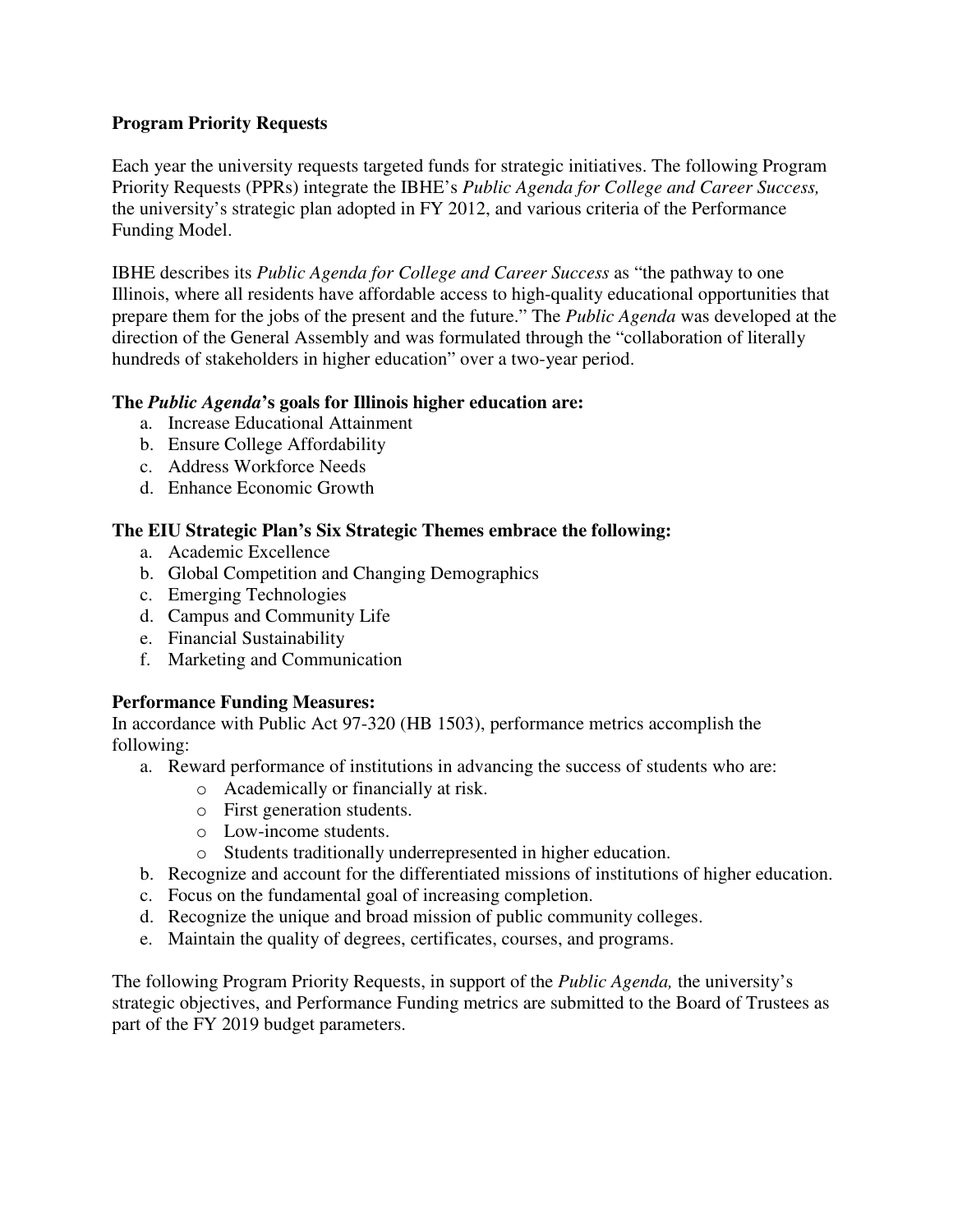**Program Priority Requests**

Each year the university requests targeted funds for strategic initiatives. The following Program Priority Requests (PPRs) integrate the IBHE's *Public Agenda for College and Career Success,* the university's strategic plan adopted in FY 2012, and various criteria of the Performance Funding Model.

IBHE describes its *Public Agenda for College and Career Success* as "the pathway to one Illinois, where all residents have affordable access to high-quality educational opportunities that prepare them for the jobs of the present and the future." The *Public Agenda* was developed at the direction of the General Assembly and was formulated through the "collaboration of literally hundreds of stakeholders in higher education" over a two-year period.

**The *Public Agenda*'s goals for Illinois higher education are:**

a. Increase Educational Attainment
b. Ensure College Affordability
c. Address Workforce Needs
d. Enhance Economic Growth

**The EIU Strategic Plan's Six Strategic Themes embrace the following:**

a. Academic Excellence
b. Global Competition and Changing Demographics
c. Emerging Technologies
d. Campus and Community Life
e. Financial Sustainability
f. Marketing and Communication

**Performance Funding Measures:**

In accordance with Public Act 97-320 (HB 1503), performance metrics accomplish the following:

a. Reward performance of institutions in advancing the success of students who are:
   - Academically or financially at risk.
   - First generation students.
   - Low-income students.
   - Students traditionally underrepresented in higher education.
b. Recognize and account for the differentiated missions of institutions of higher education.
c. Focus on the fundamental goal of increasing completion.
d. Recognize the unique and broad mission of public community colleges.
e. Maintain the quality of degrees, certificates, courses, and programs.

The following Program Priority Requests, in support of the *Public Agenda,* the university's strategic objectives, and Performance Funding metrics are submitted to the Board of Trustees as part of the FY 2019 budget parameters.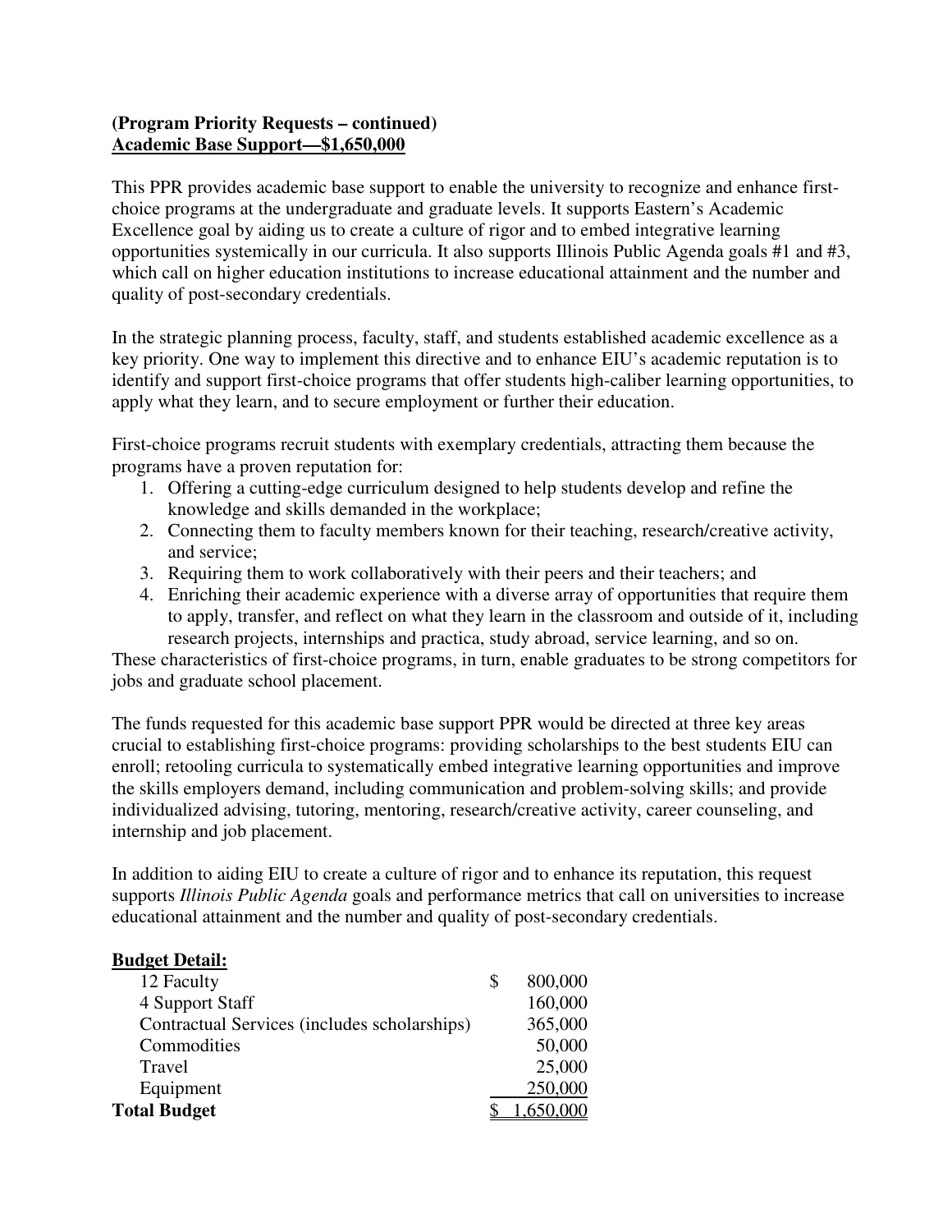**(Program Priority Requests – continued)**
**Academic Base Support—$1,650,000**

This PPR provides academic base support to enable the university to recognize and enhance first-choice programs at the undergraduate and graduate levels. It supports Eastern's Academic Excellence goal by aiding us to create a culture of rigor and to embed integrative learning opportunities systemically in our curricula. It also supports Illinois Public Agenda goals #1 and #3, which call on higher education institutions to increase educational attainment and the number and quality of post-secondary credentials.

In the strategic planning process, faculty, staff, and students established academic excellence as a key priority. One way to implement this directive and to enhance EIU's academic reputation is to identify and support first-choice programs that offer students high-caliber learning opportunities, to apply what they learn, and to secure employment or further their education.

First-choice programs recruit students with exemplary credentials, attracting them because the programs have a proven reputation for:

1. Offering a cutting-edge curriculum designed to help students develop and refine the knowledge and skills demanded in the workplace;
2. Connecting them to faculty members known for their teaching, research/creative activity, and service;
3. Requiring them to work collaboratively with their peers and their teachers; and
4. Enriching their academic experience with a diverse array of opportunities that require them to apply, transfer, and reflect on what they learn in the classroom and outside of it, including research projects, internships and practica, study abroad, service learning, and so on.

These characteristics of first-choice programs, in turn, enable graduates to be strong competitors for jobs and graduate school placement.

The funds requested for this academic base support PPR would be directed at three key areas crucial to establishing first-choice programs: providing scholarships to the best students EIU can enroll; retooling curricula to systematically embed integrative learning opportunities and improve the skills employers demand, including communication and problem-solving skills; and provide individualized advising, tutoring, mentoring, research/creative activity, career counseling, and internship and job placement.

In addition to aiding EIU to create a culture of rigor and to enhance its reputation, this request supports *Illinois Public Agenda* goals and performance metrics that call on universities to increase educational attainment and the number and quality of post-secondary credentials.

**Budget Detail:**

| Item | Amount |
|---|---|
| 12 Faculty | $ 800,000 |
| 4 Support Staff | 160,000 |
| Contractual Services (includes scholarships) | 365,000 |
| Commodities | 50,000 |
| Travel | 25,000 |
| Equipment | 250,000 |
| **Total Budget** | $ 1,650,000 |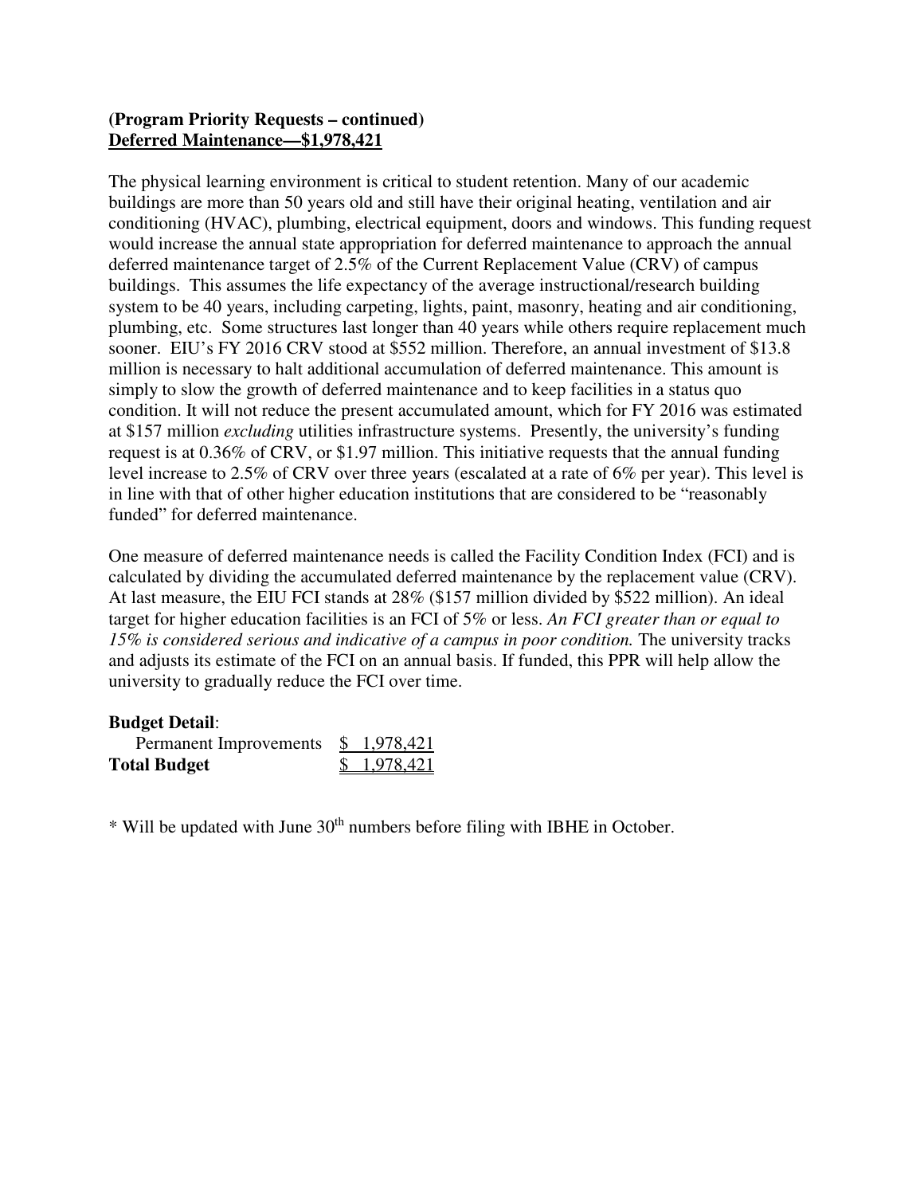**(Program Priority Requests – continued)**
**Deferred Maintenance—$1,978,421**

The physical learning environment is critical to student retention. Many of our academic buildings are more than 50 years old and still have their original heating, ventilation and air conditioning (HVAC), plumbing, electrical equipment, doors and windows. This funding request would increase the annual state appropriation for deferred maintenance to approach the annual deferred maintenance target of 2.5% of the Current Replacement Value (CRV) of campus buildings. This assumes the life expectancy of the average instructional/research building system to be 40 years, including carpeting, lights, paint, masonry, heating and air conditioning, plumbing, etc. Some structures last longer than 40 years while others require replacement much sooner. EIU's FY 2016 CRV stood at $552 million. Therefore, an annual investment of $13.8 million is necessary to halt additional accumulation of deferred maintenance. This amount is simply to slow the growth of deferred maintenance and to keep facilities in a status quo condition. It will not reduce the present accumulated amount, which for FY 2016 was estimated at $157 million *excluding* utilities infrastructure systems. Presently, the university's funding request is at 0.36% of CRV, or $1.97 million. This initiative requests that the annual funding level increase to 2.5% of CRV over three years (escalated at a rate of 6% per year). This level is in line with that of other higher education institutions that are considered to be "reasonably funded" for deferred maintenance.

One measure of deferred maintenance needs is called the Facility Condition Index (FCI) and is calculated by dividing the accumulated deferred maintenance by the replacement value (CRV). At last measure, the EIU FCI stands at 28% ($157 million divided by $522 million). An ideal target for higher education facilities is an FCI of 5% or less. *An FCI greater than or equal to 15% is considered serious and indicative of a campus in poor condition.* The university tracks and adjusts its estimate of the FCI on an annual basis. If funded, this PPR will help allow the university to gradually reduce the FCI over time.

**Budget Detail**:

| | |
|---|---|
| Permanent Improvements | $ 1,978,421 |
| **Total Budget** | $ 1,978,421 |

* Will be updated with June 30th numbers before filing with IBHE in October.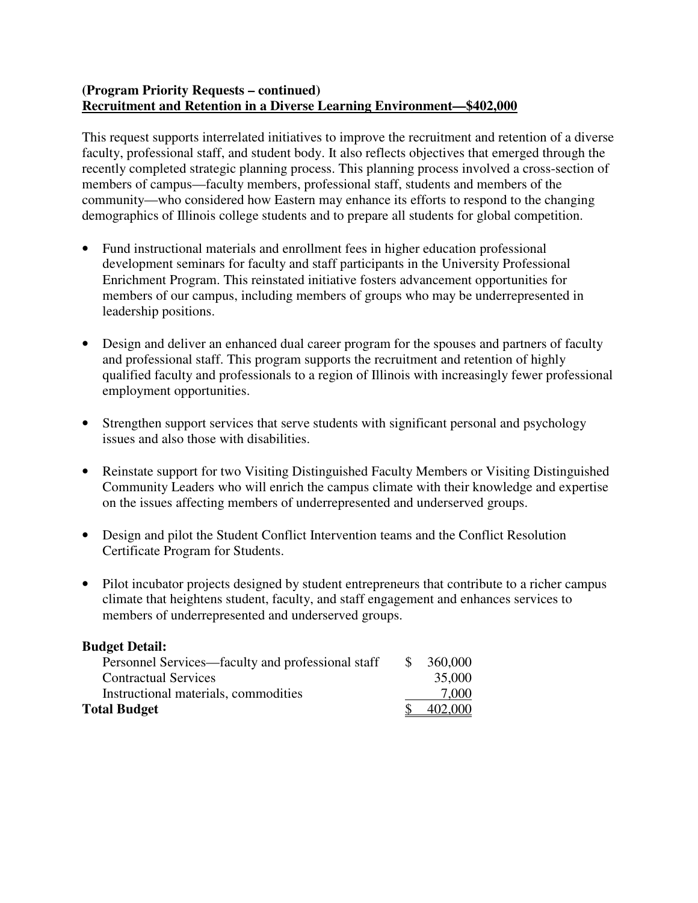**(Program Priority Requests – continued)**
**Recruitment and Retention in a Diverse Learning Environment—$402,000**

This request supports interrelated initiatives to improve the recruitment and retention of a diverse faculty, professional staff, and student body. It also reflects objectives that emerged through the recently completed strategic planning process. This planning process involved a cross-section of members of campus—faculty members, professional staff, students and members of the community—who considered how Eastern may enhance its efforts to respond to the changing demographics of Illinois college students and to prepare all students for global competition.

- Fund instructional materials and enrollment fees in higher education professional development seminars for faculty and staff participants in the University Professional Enrichment Program. This reinstated initiative fosters advancement opportunities for members of our campus, including members of groups who may be underrepresented in leadership positions.
- Design and deliver an enhanced dual career program for the spouses and partners of faculty and professional staff. This program supports the recruitment and retention of highly qualified faculty and professionals to a region of Illinois with increasingly fewer professional employment opportunities.
- Strengthen support services that serve students with significant personal and psychology issues and also those with disabilities.
- Reinstate support for two Visiting Distinguished Faculty Members or Visiting Distinguished Community Leaders who will enrich the campus climate with their knowledge and expertise on the issues affecting members of underrepresented and underserved groups.
- Design and pilot the Student Conflict Intervention teams and the Conflict Resolution Certificate Program for Students.
- Pilot incubator projects designed by student entrepreneurs that contribute to a richer campus climate that heightens student, faculty, and staff engagement and enhances services to members of underrepresented and underserved groups.

**Budget Detail:**

| | |
|---|---|
| Personnel Services—faculty and professional staff | $ 360,000 |
| Contractual Services | 35,000 |
| Instructional materials, commodities | 7,000 |
| **Total Budget** | $ 402,000 |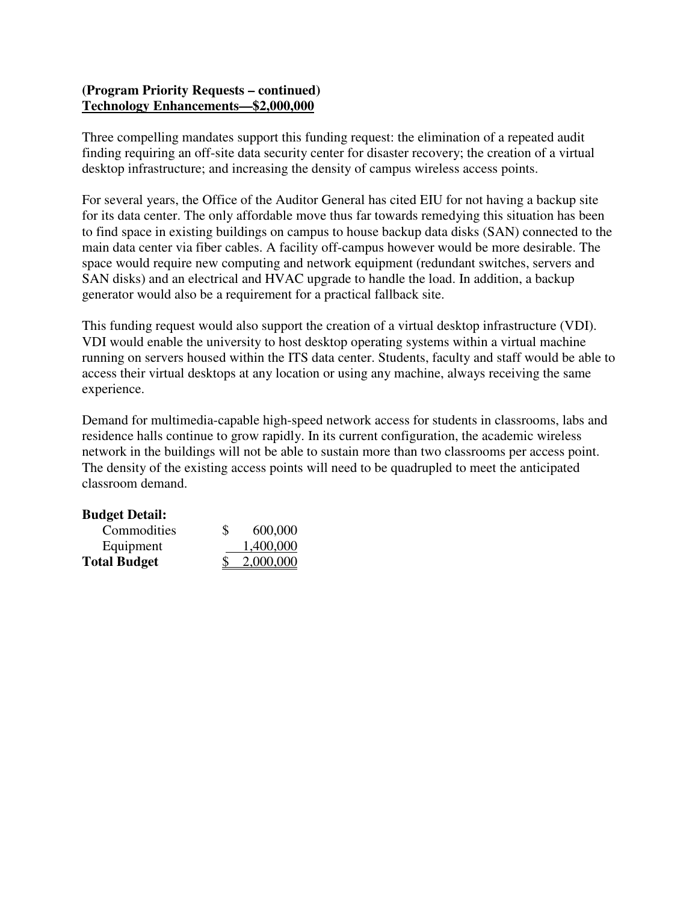**(Program Priority Requests – continued)**
**Technology Enhancements—$2,000,000**

Three compelling mandates support this funding request: the elimination of a repeated audit finding requiring an off-site data security center for disaster recovery; the creation of a virtual desktop infrastructure; and increasing the density of campus wireless access points.

For several years, the Office of the Auditor General has cited EIU for not having a backup site for its data center. The only affordable move thus far towards remedying this situation has been to find space in existing buildings on campus to house backup data disks (SAN) connected to the main data center via fiber cables. A facility off-campus however would be more desirable. The space would require new computing and network equipment (redundant switches, servers and SAN disks) and an electrical and HVAC upgrade to handle the load. In addition, a backup generator would also be a requirement for a practical fallback site.

This funding request would also support the creation of a virtual desktop infrastructure (VDI). VDI would enable the university to host desktop operating systems within a virtual machine running on servers housed within the ITS data center. Students, faculty and staff would be able to access their virtual desktops at any location or using any machine, always receiving the same experience.

Demand for multimedia-capable high-speed network access for students in classrooms, labs and residence halls continue to grow rapidly. In its current configuration, the academic wireless network in the buildings will not be able to sustain more than two classrooms per access point. The density of the existing access points will need to be quadrupled to meet the anticipated classroom demand.

**Budget Detail:**

| | |
|---|---|
| Commodities | $ 600,000 |
| Equipment | 1,400,000 |
| **Total Budget** | $ 2,000,000 |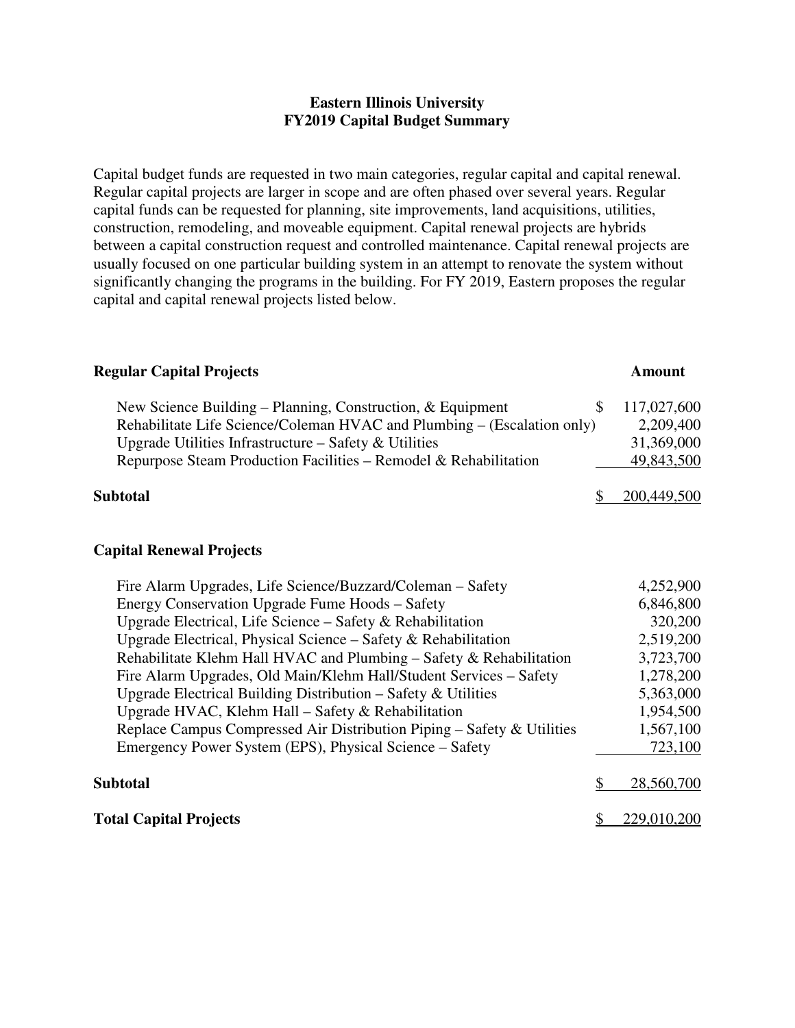**Eastern Illinois University**
**FY2019 Capital Budget Summary**

Capital budget funds are requested in two main categories, regular capital and capital renewal. Regular capital projects are larger in scope and are often phased over several years. Regular capital funds can be requested for planning, site improvements, land acquisitions, utilities, construction, remodeling, and moveable equipment. Capital renewal projects are hybrids between a capital construction request and controlled maintenance. Capital renewal projects are usually focused on one particular building system in an attempt to renovate the system without significantly changing the programs in the building. For FY 2019, Eastern proposes the regular capital and capital renewal projects listed below.

| **Regular Capital Projects** | | **Amount** |
|---|---|---|
| New Science Building – Planning, Construction, & Equipment | $ | 117,027,600 |
| Rehabilitate Life Science/Coleman HVAC and Plumbing – (Escalation only) | | 2,209,400 |
| Upgrade Utilities Infrastructure – Safety & Utilities | | 31,369,000 |
| Repurpose Steam Production Facilities – Remodel & Rehabilitation | | 49,843,500 |
| **Subtotal** | $ | 200,449,500 |
| | | |
| **Capital Renewal Projects** | | |
| Fire Alarm Upgrades, Life Science/Buzzard/Coleman – Safety | | 4,252,900 |
| Energy Conservation Upgrade Fume Hoods – Safety | | 6,846,800 |
| Upgrade Electrical, Life Science – Safety & Rehabilitation | | 320,200 |
| Upgrade Electrical, Physical Science – Safety & Rehabilitation | | 2,519,200 |
| Rehabilitate Klehm Hall HVAC and Plumbing – Safety & Rehabilitation | | 3,723,700 |
| Fire Alarm Upgrades, Old Main/Klehm Hall/Student Services – Safety | | 1,278,200 |
| Upgrade Electrical Building Distribution – Safety & Utilities | | 5,363,000 |
| Upgrade HVAC, Klehm Hall – Safety & Rehabilitation | | 1,954,500 |
| Replace Campus Compressed Air Distribution Piping – Safety & Utilities | | 1,567,100 |
| Emergency Power System (EPS), Physical Science – Safety | | 723,100 |
| **Subtotal** | $ | 28,560,700 |
| **Total Capital Projects** | $ | 229,010,200 |